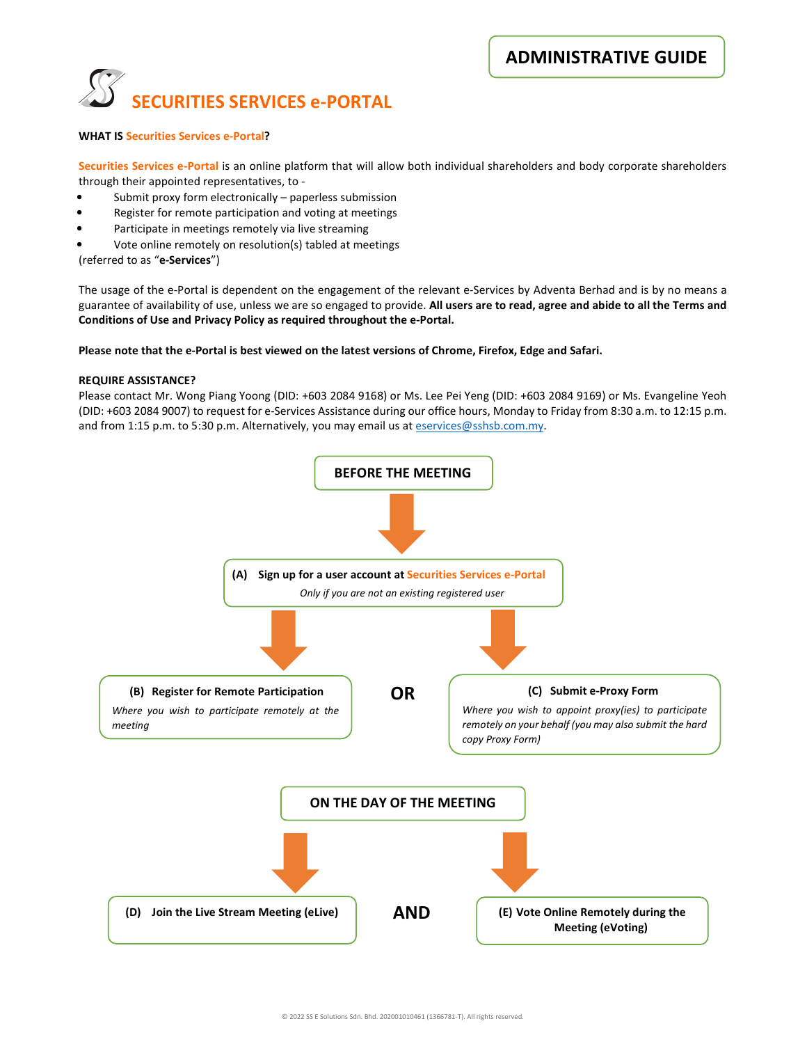# ADMINISTRATIVE GUIDE

# SECURITIES SERVICES e-PORTAL

**WHAT IS Securities Services e-Portal?**

Securities Services e-Portal is an online platform that will allow both individual shareholders and body corporate shareholders through their appointed representatives, to -

- Submit proxy form electronically – paperless submission
- Register for remote participation and voting at meetings
- Participate in meetings remotely via live streaming
- Vote online remotely on resolution(s) tabled at meetings

(referred to as "**e-Services**")

The usage of the e-Portal is dependent on the engagement of the relevant e-Services by Adventa Berhad and is by no means a guarantee of availability of use, unless we are so engaged to provide. **All users are to read, agree and abide to all the Terms and Conditions of Use and Privacy Policy as required throughout the e-Portal.**

**Please note that the e-Portal is best viewed on the latest versions of Chrome, Firefox, Edge and Safari.**

**REQUIRE ASSISTANCE?**

Please contact Mr. Wong Piang Yoong (DID: +603 2084 9168) or Ms. Lee Pei Yeng (DID: +603 2084 9169) or Ms. Evangeline Yeoh (DID: +603 2084 9007) to request for e-Services Assistance during our office hours, Monday to Friday from 8:30 a.m. to 12:15 p.m. and from 1:15 p.m. to 5:30 p.m. Alternatively, you may email us at eservices@sshsb.com.my.

## BEFORE THE MEETING

**(A) Sign up for a user account at Securities Services e-Portal**
*Only if you are not an existing registered user*

**(B) Register for Remote Participation**
*Where you wish to participate remotely at the meeting*

**OR**

**(C) Submit e-Proxy Form**
*Where you wish to appoint proxy(ies) to participate remotely on your behalf (you may also submit the hard copy Proxy Form)*

## ON THE DAY OF THE MEETING

**(D) Join the Live Stream Meeting (eLive)**

**AND**

**(E) Vote Online Remotely during the Meeting (eVoting)**

© 2022 SS E Solutions Sdn. Bhd. 202001010461 (1366781-T). All rights reserved.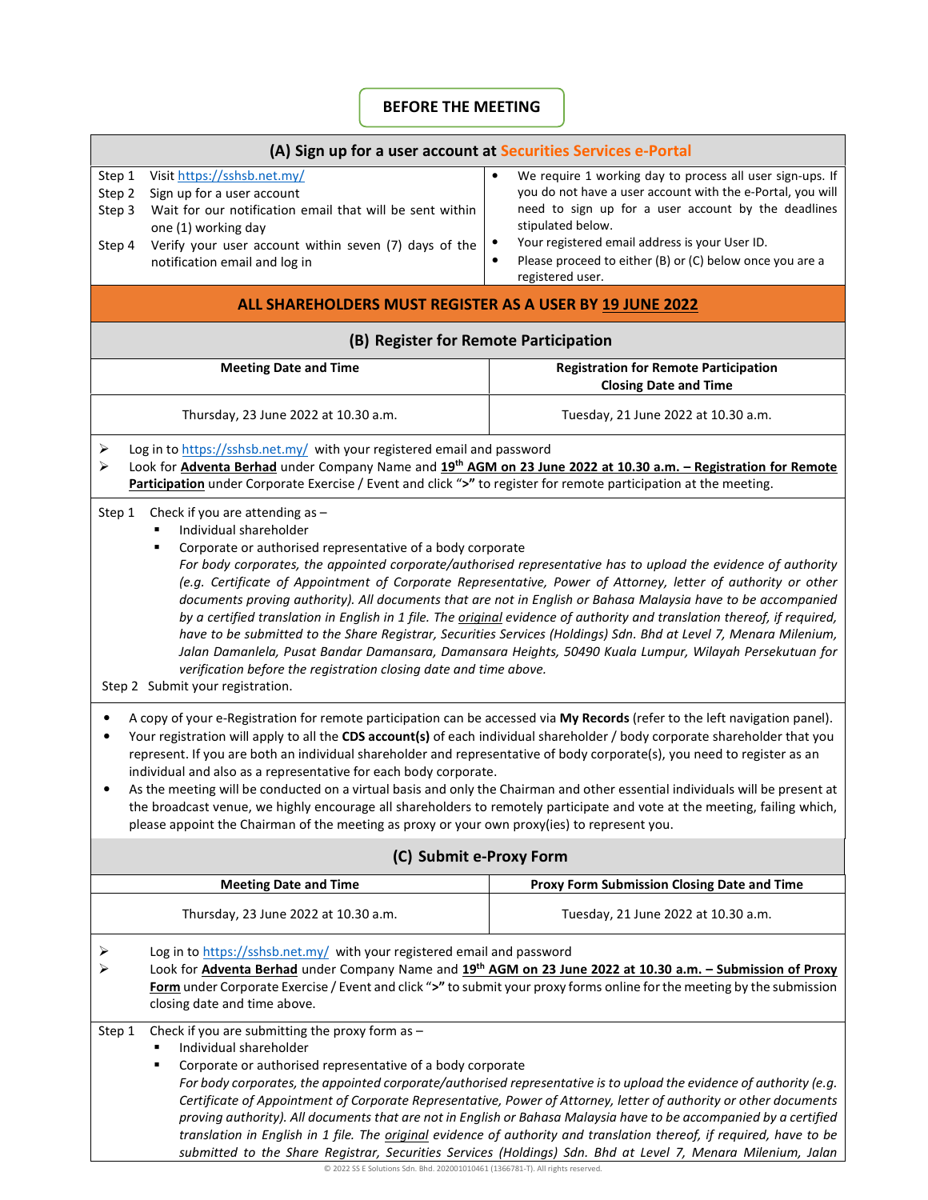## BEFORE THE MEETING

### (A) Sign up for a user account at Securities Services e-Portal

Step 1 Visit https://sshsb.net.my/

Step 2 Sign up for a user account

Step 3 Wait for our notification email that will be sent within one (1) working day

Step 4 Verify your user account within seven (7) days of the notification email and log in

- We require 1 working day to process all user sign-ups. If you do not have a user account with the e-Portal, you will need to sign up for a user account by the deadlines stipulated below.
- Your registered email address is your User ID.
- Please proceed to either (B) or (C) below once you are a registered user.

**ALL SHAREHOLDERS MUST REGISTER AS A USER BY 19 JUNE 2022**

### (B) Register for Remote Participation

| Meeting Date and Time | Registration for Remote Participation Closing Date and Time |
|---|---|
| Thursday, 23 June 2022 at 10.30 a.m. | Tuesday, 21 June 2022 at 10.30 a.m. |

- Log in to https://sshsb.net.my/ with your registered email and password
- Look for **Adventa Berhad** under Company Name and **19th AGM on 23 June 2022 at 10.30 a.m. – Registration for Remote Participation** under Corporate Exercise / Event and click "**>**" to register for remote participation at the meeting.

Step 1 Check if you are attending as –

- Individual shareholder
- Corporate or authorised representative of a body corporate

*For body corporates, the appointed corporate/authorised representative has to upload the evidence of authority (e.g. Certificate of Appointment of Corporate Representative, Power of Attorney, letter of authority or other documents proving authority). All documents that are not in English or Bahasa Malaysia have to be accompanied by a certified translation in English in 1 file. The original evidence of authority and translation thereof, if required, have to be submitted to the Share Registrar, Securities Services (Holdings) Sdn. Bhd at Level 7, Menara Milenium, Jalan Damanlela, Pusat Bandar Damansara, Damansara Heights, 50490 Kuala Lumpur, Wilayah Persekutuan for verification before the registration closing date and time above.*

Step 2 Submit your registration.

- A copy of your e-Registration for remote participation can be accessed via **My Records** (refer to the left navigation panel).
- Your registration will apply to all the **CDS account(s)** of each individual shareholder / body corporate shareholder that you represent. If you are both an individual shareholder and representative of body corporate(s), you need to register as an individual and also as a representative for each body corporate.
- As the meeting will be conducted on a virtual basis and only the Chairman and other essential individuals will be present at the broadcast venue, we highly encourage all shareholders to remotely participate and vote at the meeting, failing which, please appoint the Chairman of the meeting as proxy or your own proxy(ies) to represent you.

### (C) Submit e-Proxy Form

| Meeting Date and Time | Proxy Form Submission Closing Date and Time |
|---|---|
| Thursday, 23 June 2022 at 10.30 a.m. | Tuesday, 21 June 2022 at 10.30 a.m. |

- Log in to https://sshsb.net.my/ with your registered email and password
- Look for **Adventa Berhad** under Company Name and **19th AGM on 23 June 2022 at 10.30 a.m. – Submission of Proxy Form** under Corporate Exercise / Event and click "**>**" to submit your proxy forms online for the meeting by the submission closing date and time above.

Step 1 Check if you are submitting the proxy form as –

- Individual shareholder
- Corporate or authorised representative of a body corporate

*For body corporates, the appointed corporate/authorised representative is to upload the evidence of authority (e.g. Certificate of Appointment of Corporate Representative, Power of Attorney, letter of authority or other documents proving authority). All documents that are not in English or Bahasa Malaysia have to be accompanied by a certified translation in English in 1 file. The original evidence of authority and translation thereof, if required, have to be submitted to the Share Registrar, Securities Services (Holdings) Sdn. Bhd at Level 7, Menara Milenium, Jalan*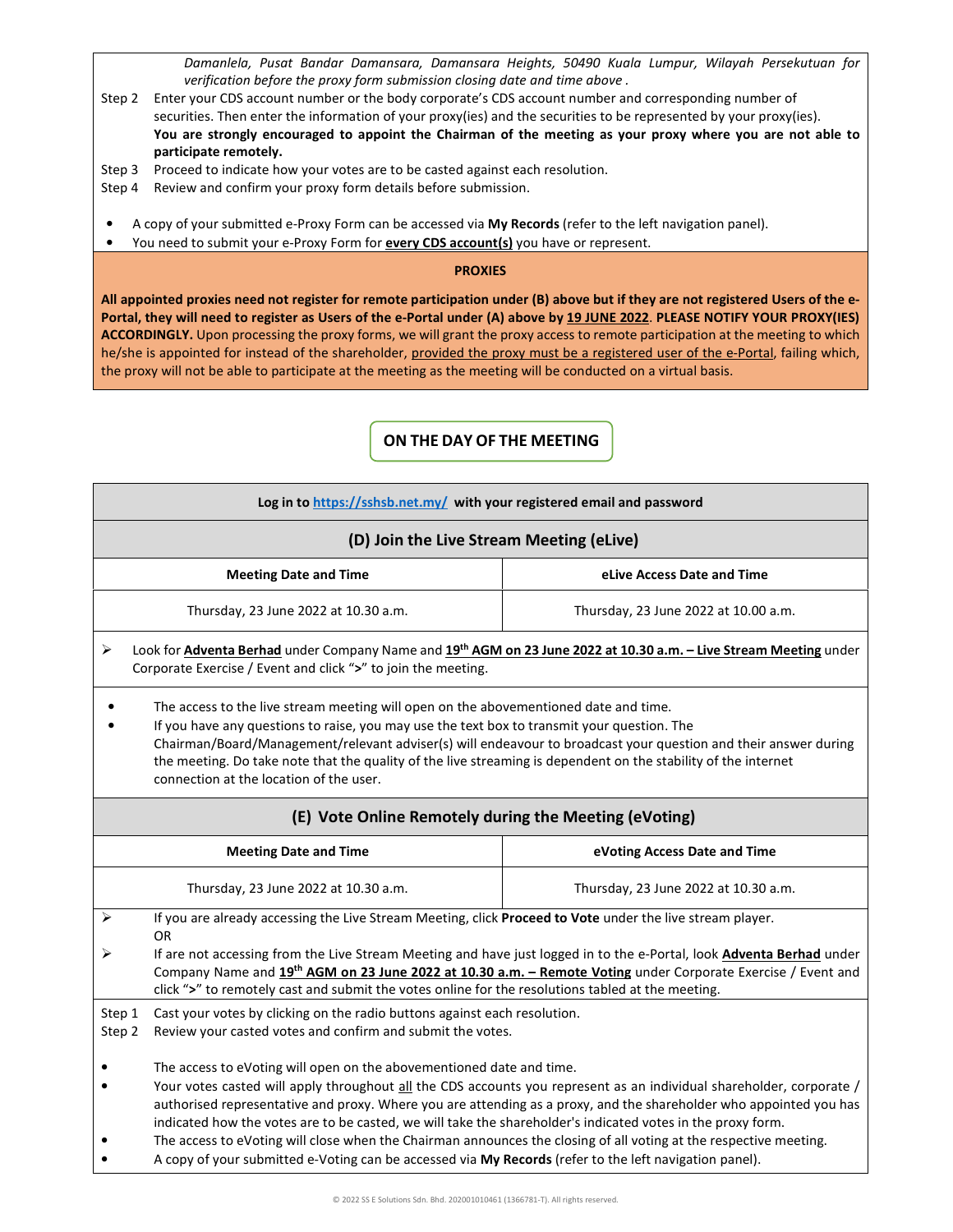*Damanlela, Pusat Bandar Damansara, Damansara Heights, 50490 Kuala Lumpur, Wilayah Persekutuan for verification before the proxy form submission closing date and time above .*

Step 2 Enter your CDS account number or the body corporate's CDS account number and corresponding number of securities. Then enter the information of your proxy(ies) and the securities to be represented by your proxy(ies). **You are strongly encouraged to appoint the Chairman of the meeting as your proxy where you are not able to participate remotely.**

Step 3 Proceed to indicate how your votes are to be casted against each resolution.

Step 4 Review and confirm your proxy form details before submission.

- A copy of your submitted e-Proxy Form can be accessed via **My Records** (refer to the left navigation panel).
- You need to submit your e-Proxy Form for **every CDS account(s)** you have or represent.

**PROXIES**

**All appointed proxies need not register for remote participation under (B) above but if they are not registered Users of the e-Portal, they will need to register as Users of the e-Portal under (A) above by 19 JUNE 2022. PLEASE NOTIFY YOUR PROXY(IES) ACCORDINGLY.** Upon processing the proxy forms, we will grant the proxy access to remote participation at the meeting to which he/she is appointed for instead of the shareholder, provided the proxy must be a registered user of the e-Portal, failing which, the proxy will not be able to participate at the meeting as the meeting will be conducted on a virtual basis.

## ON THE DAY OF THE MEETING

**Log in to https://sshsb.net.my/ with your registered email and password**

### (D) Join the Live Stream Meeting (eLive)

| Meeting Date and Time | eLive Access Date and Time |
|---|---|
| Thursday, 23 June 2022 at 10.30 a.m. | Thursday, 23 June 2022 at 10.00 a.m. |

- Look for **Adventa Berhad** under Company Name and **19th AGM on 23 June 2022 at 10.30 a.m. – Live Stream Meeting** under Corporate Exercise / Event and click "**>**" to join the meeting.

- The access to the live stream meeting will open on the abovementioned date and time.
- If you have any questions to raise, you may use the text box to transmit your question. The Chairman/Board/Management/relevant adviser(s) will endeavour to broadcast your question and their answer during the meeting. Do take note that the quality of the live streaming is dependent on the stability of the internet connection at the location of the user.

### (E) Vote Online Remotely during the Meeting (eVoting)

| Meeting Date and Time | eVoting Access Date and Time |
|---|---|
| Thursday, 23 June 2022 at 10.30 a.m. | Thursday, 23 June 2022 at 10.30 a.m. |

- If you are already accessing the Live Stream Meeting, click **Proceed to Vote** under the live stream player.
  OR
- If are not accessing from the Live Stream Meeting and have just logged in to the e-Portal, look **Adventa Berhad** under Company Name and **19th AGM on 23 June 2022 at 10.30 a.m. – Remote Voting** under Corporate Exercise / Event and click "**>**" to remotely cast and submit the votes online for the resolutions tabled at the meeting.

Step 1 Cast your votes by clicking on the radio buttons against each resolution.

Step 2 Review your casted votes and confirm and submit the votes.

- The access to eVoting will open on the abovementioned date and time.
- Your votes casted will apply throughout all the CDS accounts you represent as an individual shareholder, corporate / authorised representative and proxy. Where you are attending as a proxy, and the shareholder who appointed you has indicated how the votes are to be casted, we will take the shareholder's indicated votes in the proxy form.
- The access to eVoting will close when the Chairman announces the closing of all voting at the respective meeting.
- A copy of your submitted e-Voting can be accessed via **My Records** (refer to the left navigation panel).

© 2022 SS E Solutions Sdn. Bhd. 202001010461 (1366781-T). All rights reserved.